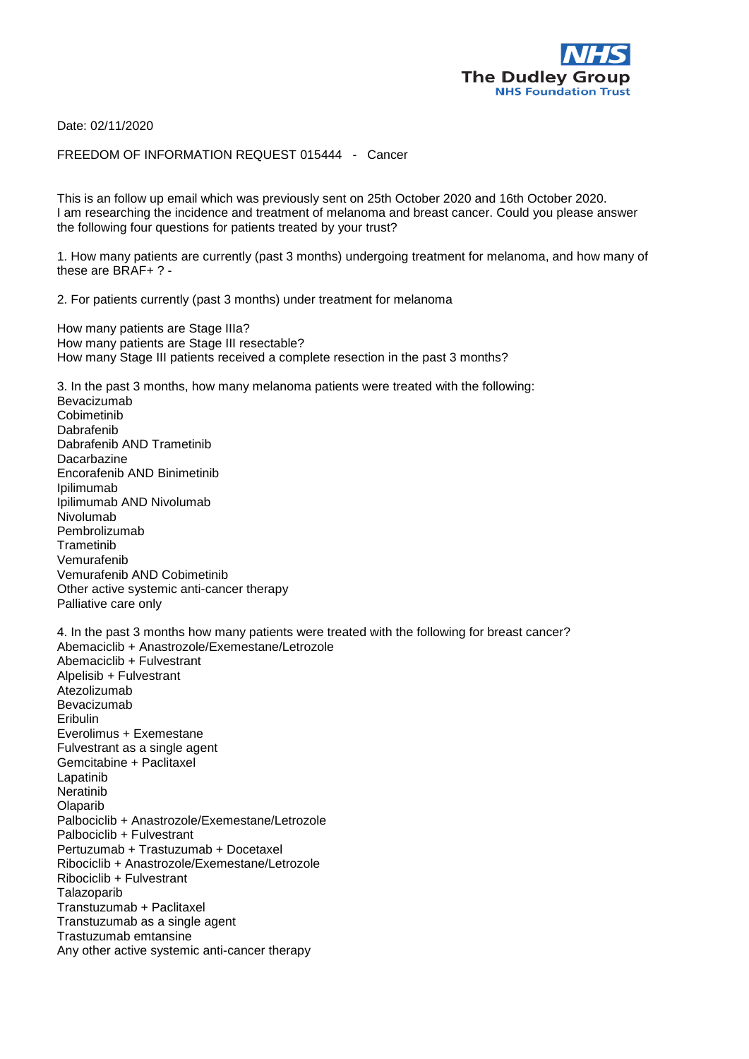NHS
The Dudley Group
NHS Foundation Trust

Date: 02/11/2020

FREEDOM OF INFORMATION REQUEST 015444 - Cancer

This is an follow up email which was previously sent on 25th October 2020 and 16th October 2020.
I am researching the incidence and treatment of melanoma and breast cancer. Could you please answer the following four questions for patients treated by your trust?

1. How many patients are currently (past 3 months) undergoing treatment for melanoma, and how many of these are BRAF+ ? -

2. For patients currently (past 3 months) under treatment for melanoma

How many patients are Stage IIIa?
How many patients are Stage III resectable?
How many Stage III patients received a complete resection in the past 3 months?

3. In the past 3 months, how many melanoma patients were treated with the following:
Bevacizumab
Cobimetinib
Dabrafenib
Dabrafenib AND Trametinib
Dacarbazine
Encorafenib AND Binimetinib
Ipilimumab
Ipilimumab AND Nivolumab
Nivolumab
Pembrolizumab
Trametinib
Vemurafenib
Vemurafenib AND Cobimetinib
Other active systemic anti-cancer therapy
Palliative care only

4. In the past 3 months how many patients were treated with the following for breast cancer?
Abemaciclib + Anastrozole/Exemestane/Letrozole
Abemaciclib + Fulvestrant
Alpelisib + Fulvestrant
Atezolizumab
Bevacizumab
Eribulin
Everolimus + Exemestane
Fulvestrant as a single agent
Gemcitabine + Paclitaxel
Lapatinib
Neratinib
Olaparib
Palbociclib + Anastrozole/Exemestane/Letrozole
Palbociclib + Fulvestrant
Pertuzumab + Trastuzumab + Docetaxel
Ribociclib + Anastrozole/Exemestane/Letrozole
Ribociclib + Fulvestrant
Talazoparib
Transtuzumab + Paclitaxel
Transtuzumab as a single agent
Trastuzumab emtansine
Any other active systemic anti-cancer therapy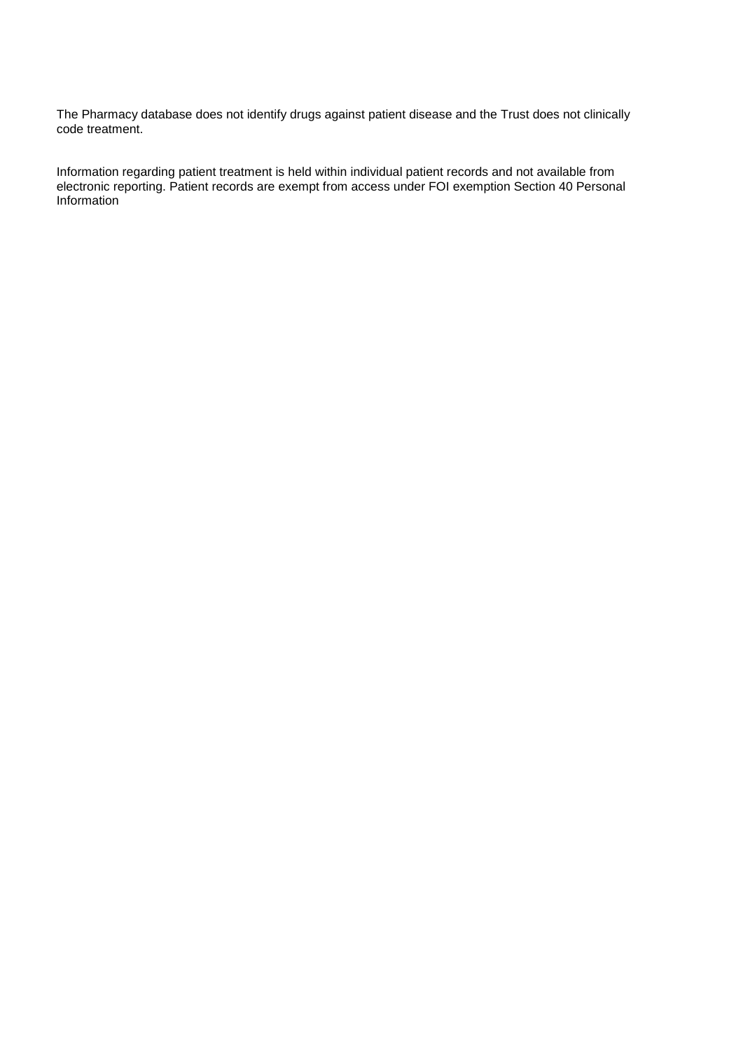The Pharmacy database does not identify drugs against patient disease and the Trust does not clinically code treatment.

Information regarding patient treatment is held within individual patient records and not available from electronic reporting. Patient records are exempt from access under FOI exemption Section 40 Personal Information